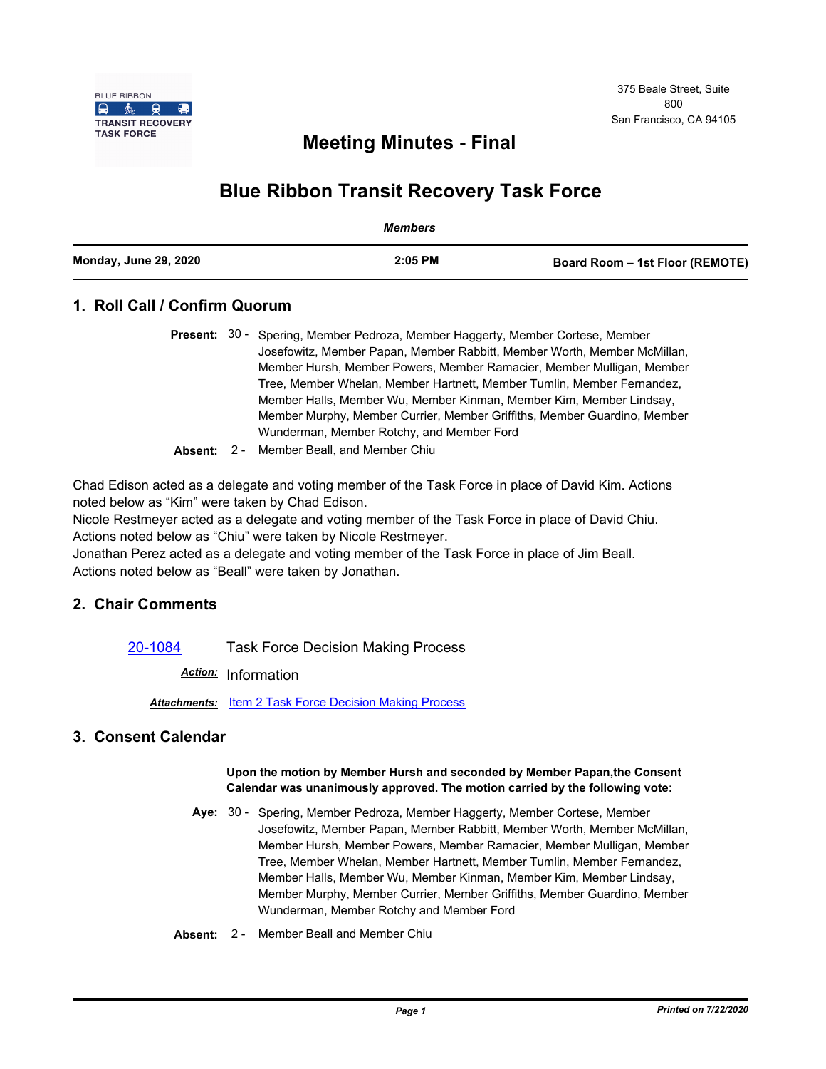BLUE RIBBON TRANSIT RECOVERY TASK FORCE

375 Beale Street, Suite 800
San Francisco, CA 94105

# Meeting Minutes - Final

# Blue Ribbon Transit Recovery Task Force

*Members*

| Monday, June 29, 2020 | 2:05 PM | Board Room – 1st Floor (REMOTE) |
|---|---|---|

## 1. Roll Call / Confirm Quorum

**Present:** 30 - Spering, Member Pedroza, Member Haggerty, Member Cortese, Member Josefowitz, Member Papan, Member Rabbitt, Member Worth, Member McMillan, Member Hursh, Member Powers, Member Ramacier, Member Mulligan, Member Tree, Member Whelan, Member Hartnett, Member Tumlin, Member Fernandez, Member Halls, Member Wu, Member Kinman, Member Kim, Member Lindsay, Member Murphy, Member Currier, Member Griffiths, Member Guardino, Member Wunderman, Member Rotchy, and Member Ford

**Absent:** 2 - Member Beall, and Member Chiu

Chad Edison acted as a delegate and voting member of the Task Force in place of David Kim. Actions noted below as "Kim" were taken by Chad Edison.
Nicole Restmeyer acted as a delegate and voting member of the Task Force in place of David Chiu. Actions noted below as "Chiu" were taken by Nicole Restmeyer.
Jonathan Perez acted as a delegate and voting member of the Task Force in place of Jim Beall. Actions noted below as "Beall" were taken by Jonathan.

## 2. Chair Comments

20-1084 Task Force Decision Making Process

***Action:*** Information

***Attachments:*** Item 2 Task Force Decision Making Process

## 3. Consent Calendar

**Upon the motion by Member Hursh and seconded by Member Papan,the Consent Calendar was unanimously approved. The motion carried by the following vote:**

**Aye:** 30 - Spering, Member Pedroza, Member Haggerty, Member Cortese, Member Josefowitz, Member Papan, Member Rabbitt, Member Worth, Member McMillan, Member Hursh, Member Powers, Member Ramacier, Member Mulligan, Member Tree, Member Whelan, Member Hartnett, Member Tumlin, Member Fernandez, Member Halls, Member Wu, Member Kinman, Member Kim, Member Lindsay, Member Murphy, Member Currier, Member Griffiths, Member Guardino, Member Wunderman, Member Rotchy and Member Ford

**Absent:** 2 - Member Beall and Member Chiu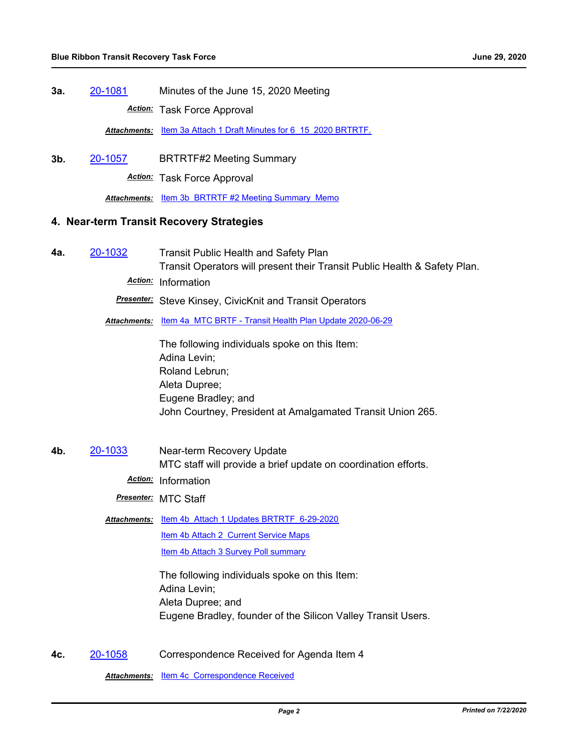**3a.** 20-1081 Minutes of the June 15, 2020 Meeting

***Action:*** Task Force Approval

***Attachments:*** Item 3a Attach 1 Draft Minutes for 6 15 2020 BRTRTF.

**3b.** 20-1057 BRTRTF#2 Meeting Summary

***Action:*** Task Force Approval

***Attachments:*** Item 3b BRTRTF #2 Meeting Summary Memo

## 4. Near-term Transit Recovery Strategies

**4a.** 20-1032 Transit Public Health and Safety Plan

Transit Operators will present their Transit Public Health & Safety Plan.

***Action:*** Information

***Presenter:*** Steve Kinsey, CivicKnit and Transit Operators

***Attachments:*** Item 4a MTC BRTF - Transit Health Plan Update 2020-06-29

The following individuals spoke on this Item:
Adina Levin;
Roland Lebrun;
Aleta Dupree;
Eugene Bradley; and
John Courtney, President at Amalgamated Transit Union 265.

**4b.** 20-1033 Near-term Recovery Update

MTC staff will provide a brief update on coordination efforts.

***Action:*** Information

***Presenter:*** MTC Staff

***Attachments:*** Item 4b Attach 1 Updates BRTRTF 6-29-2020
Item 4b Attach 2 Current Service Maps
Item 4b Attach 3 Survey Poll summary

The following individuals spoke on this Item:
Adina Levin;
Aleta Dupree; and
Eugene Bradley, founder of the Silicon Valley Transit Users.

**4c.** 20-1058 Correspondence Received for Agenda Item 4

***Attachments:*** Item 4c Correspondence Received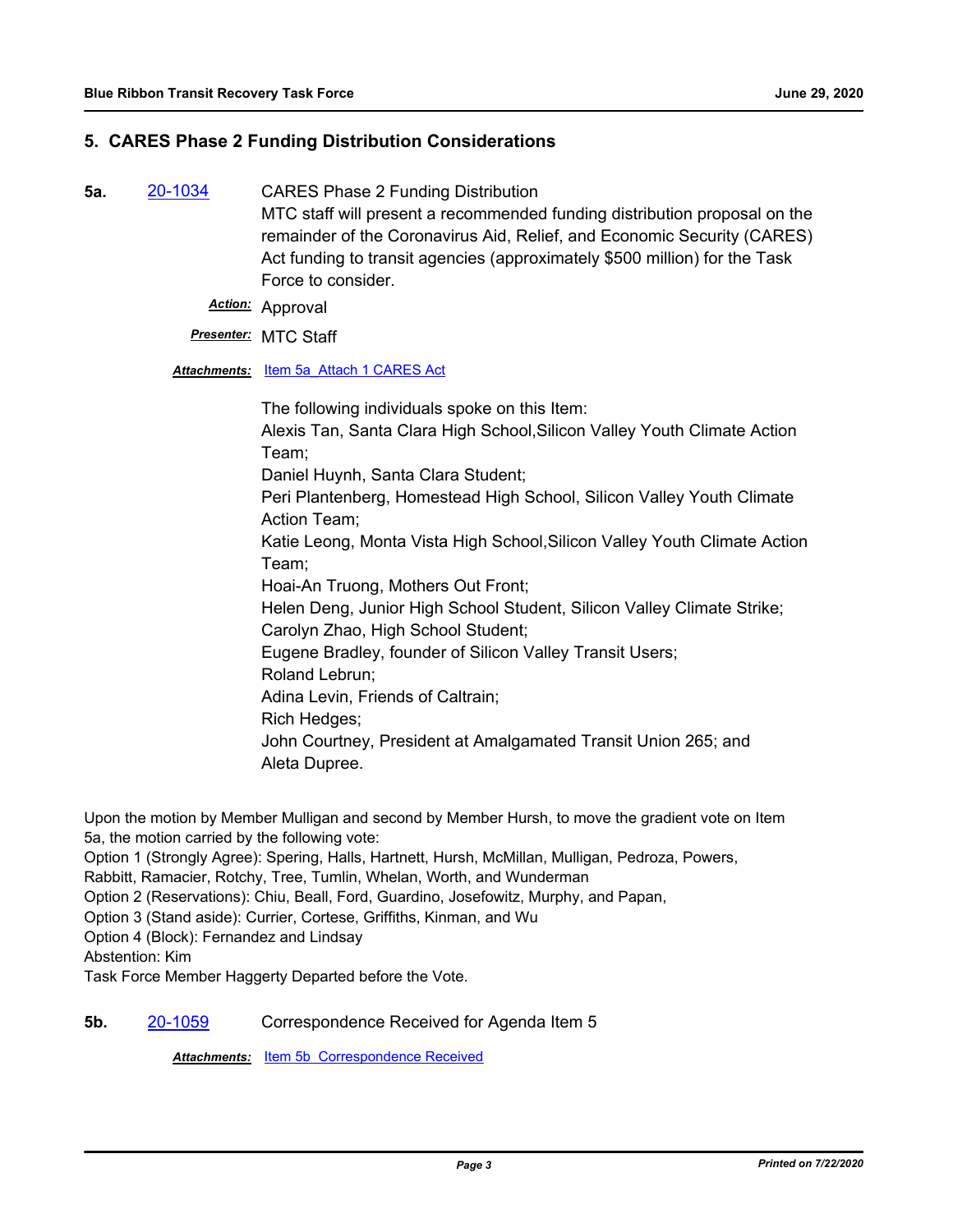## 5. CARES Phase 2 Funding Distribution Considerations

**5a.** 20-1034 CARES Phase 2 Funding Distribution

MTC staff will present a recommended funding distribution proposal on the remainder of the Coronavirus Aid, Relief, and Economic Security (CARES) Act funding to transit agencies (approximately $500 million) for the Task Force to consider.

***Action:*** Approval

***Presenter:*** MTC Staff

***Attachments:*** Item 5a_Attach 1 CARES Act

The following individuals spoke on this Item:
Alexis Tan, Santa Clara High School,Silicon Valley Youth Climate Action Team;
Daniel Huynh, Santa Clara Student;
Peri Plantenberg, Homestead High School, Silicon Valley Youth Climate Action Team;
Katie Leong, Monta Vista High School,Silicon Valley Youth Climate Action Team;
Hoai-An Truong, Mothers Out Front;
Helen Deng, Junior High School Student, Silicon Valley Climate Strike;
Carolyn Zhao, High School Student;
Eugene Bradley, founder of Silicon Valley Transit Users;
Roland Lebrun;
Adina Levin, Friends of Caltrain;
Rich Hedges;
John Courtney, President at Amalgamated Transit Union 265; and
Aleta Dupree.

Upon the motion by Member Mulligan and second by Member Hursh, to move the gradient vote on Item 5a, the motion carried by the following vote:
Option 1 (Strongly Agree): Spering, Halls, Hartnett, Hursh, McMillan, Mulligan, Pedroza, Powers, Rabbitt, Ramacier, Rotchy, Tree, Tumlin, Whelan, Worth, and Wunderman
Option 2 (Reservations): Chiu, Beall, Ford, Guardino, Josefowitz, Murphy, and Papan,
Option 3 (Stand aside): Currier, Cortese, Griffiths, Kinman, and Wu
Option 4 (Block): Fernandez and Lindsay
Abstention: Kim
Task Force Member Haggerty Departed before the Vote.

**5b.** 20-1059 Correspondence Received for Agenda Item 5

***Attachments:*** Item 5b_Correspondence Received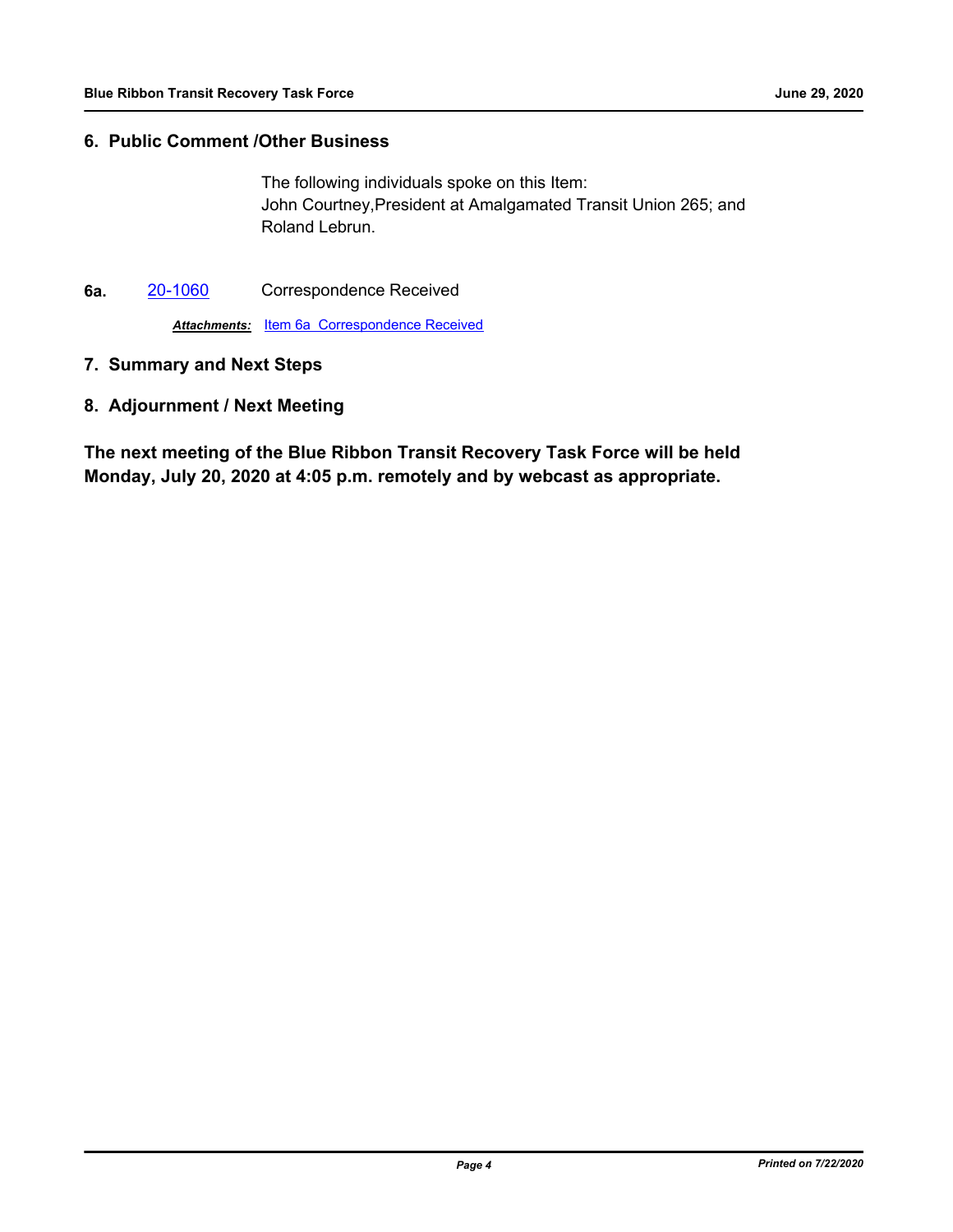## 6. Public Comment /Other Business

The following individuals spoke on this Item:
John Courtney,President at Amalgamated Transit Union 265; and Roland Lebrun.

**6a.** 20-1060 Correspondence Received

***Attachments:*** Item 6a Correspondence Received

## 7. Summary and Next Steps

## 8. Adjournment / Next Meeting

**The next meeting of the Blue Ribbon Transit Recovery Task Force will be held Monday, July 20, 2020 at 4:05 p.m. remotely and by webcast as appropriate.**